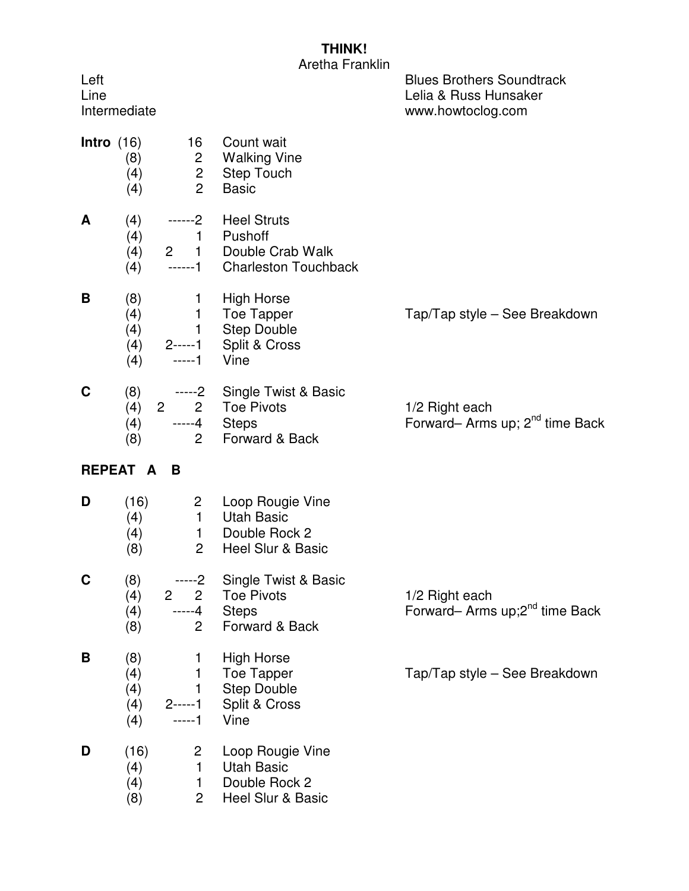# THINK!

Aretha Franklin

Left
Line
Intermediate

Blues Brothers Soundtrack
Lelia & Russ Hunsaker
www.howtoclog.com

| Section | Counts | Reps | Step | Notes |
|---|---|---|---|---|
| **Intro** | (16) | 16 | Count wait | |
| | (8) | 2 | Walking Vine | |
| | (4) | 2 | Step Touch | |
| | (4) | 2 | Basic | |
| **A** | (4) | ------2 | Heel Struts | |
| | (4) | 1 | Pushoff | |
| | (4) | 2 1 | Double Crab Walk | |
| | (4) | ------1 | Charleston Touchback | |
| **B** | (8) | 1 | High Horse | |
| | (4) | 1 | Toe Tapper | Tap/Tap style – See Breakdown |
| | (4) | 1 | Step Double | |
| | (4) | 2-----1 | Split & Cross | |
| | (4) | -----1 | Vine | |
| **C** | (8) | -----2 | Single Twist & Basic | |
| | (4) | 2 2 | Toe Pivots | 1/2 Right each |
| | (4) | -----4 | Steps | Forward– Arms up; 2nd time Back |
| | (8) | 2 | Forward & Back | |
| **REPEAT A B** | | | | |
| **D** | (16) | 2 | Loop Rougie Vine | |
| | (4) | 1 | Utah Basic | |
| | (4) | 1 | Double Rock 2 | |
| | (8) | 2 | Heel Slur & Basic | |
| **C** | (8) | -----2 | Single Twist & Basic | |
| | (4) | 2 2 | Toe Pivots | 1/2 Right each |
| | (4) | -----4 | Steps | Forward– Arms up;2nd time Back |
| | (8) | 2 | Forward & Back | |
| **B** | (8) | 1 | High Horse | |
| | (4) | 1 | Toe Tapper | Tap/Tap style – See Breakdown |
| | (4) | 1 | Step Double | |
| | (4) | 2-----1 | Split & Cross | |
| | (4) | -----1 | Vine | |
| **D** | (16) | 2 | Loop Rougie Vine | |
| | (4) | 1 | Utah Basic | |
| | (4) | 1 | Double Rock 2 | |
| | (8) | 2 | Heel Slur & Basic | |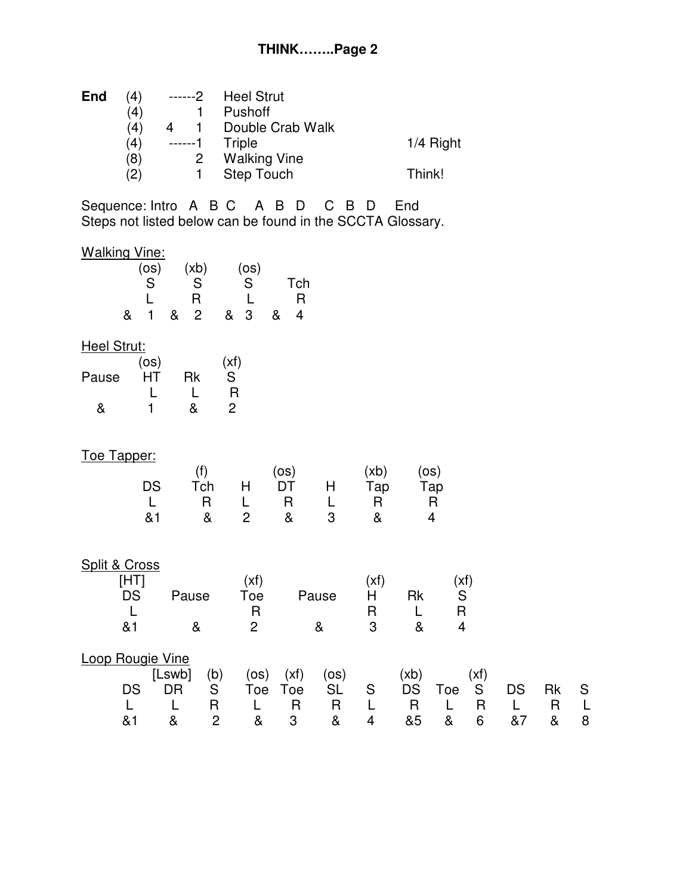**THINK……..Page 2**

| **End** | | | | |
|---|---|---|---|---|
| (4) | ------2 | Heel Strut | | |
| (4) | 1 | Pushoff | | |
| (4) | 4 1 | Double Crab Walk | | |
| (4) | ------1 | Triple | 1/4 Right | |
| (8) | 2 | Walking Vine | | |
| (2) | 1 | Step Touch | Think! | |

Sequence: Intro A B C A B D C B D End

Steps not listed below can be found in the SCCTA Glossary.

Walking Vine:

| | | | | | | | |
|---|---|---|---|---|---|---|---|
| | (os) | | (xb) | | (os) | | |
| | S | | S | | S | | Tch |
| | L | | R | | L | | R |
| & | 1 | & | 2 | & | 3 | & | 4 |

Heel Strut:

| | | | |
|---|---|---|---|
| | (os) | | (xf) |
| Pause | HT | Rk | S |
| | L | L | R |
| & | 1 | & | 2 |

Toe Tapper:

| | | | | | | |
|---|---|---|---|---|---|---|
| | (f) | | (os) | | (xb) | (os) |
| DS | Tch | H | DT | H | Tap | Tap |
| L | R | L | R | L | R | R |
| &1 | & | 2 | & | 3 | & | 4 |

Split & Cross

| | | | | | | |
|---|---|---|---|---|---|---|
| [HT] | | (xf) | | (xf) | | (xf) |
| DS | Pause | Toe | Pause | H | Rk | S |
| L | | R | | R | L | R |
| &1 | & | 2 | & | 3 | & | 4 |

Loop Rougie Vine

| | | | | | | | | | | | | |
|---|---|---|---|---|---|---|---|---|---|---|---|---|
| | [Lswb] | (b) | (os) | (xf) | (os) | | (xb) | | (xf) | | | |
| DS | DR | S | Toe | Toe | SL | S | DS | Toe | S | DS | Rk | S |
| L | L | R | L | R | R | L | R | L | R | L | R | L |
| &1 | & | 2 | & | 3 | & | 4 | &5 | & | 6 | &7 | & | 8 |